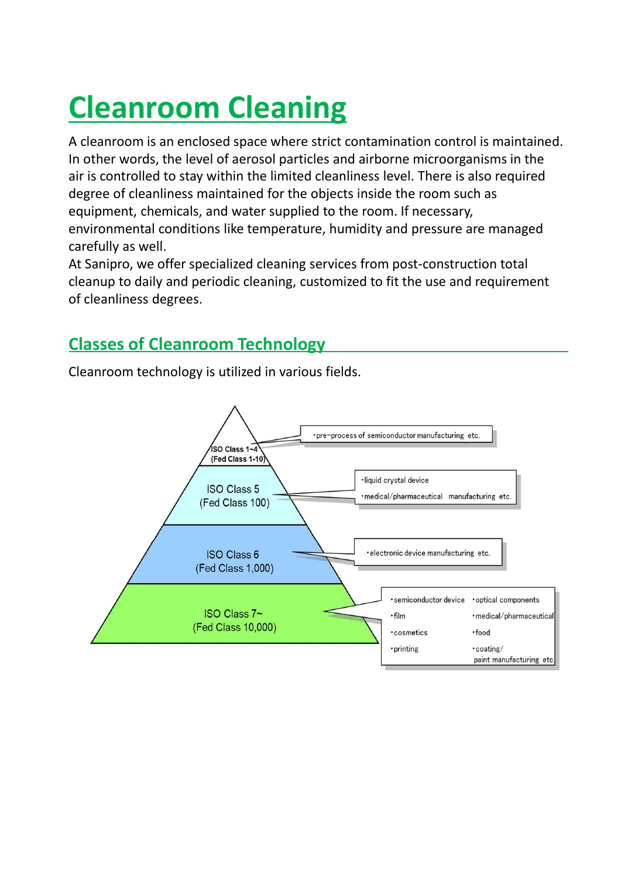# Cleanroom Cleaning

A cleanroom is an enclosed space where strict contamination control is maintained. In other words, the level of aerosol particles and airborne microorganisms in the air is controlled to stay within the limited cleanliness level. There is also required degree of cleanliness maintained for the objects inside the room such as equipment, chemicals, and water supplied to the room. If necessary, environmental conditions like temperature, humidity and pressure are managed carefully as well.

At Sanipro, we offer specialized cleaning services from post-construction total cleanup to daily and periodic cleaning, customized to fit the use and requirement of cleanliness degrees.

## Classes of Cleanroom Technology

Cleanroom technology is utilized in various fields.

| Class | Applications |
| --- | --- |
| ISO Class 1~4 (Fed Class 1-10) | ・pre-process of semiconductor manufacturing etc. |
| ISO Class 5 (Fed Class 100) | ・liquid crystal device<br>・medical/pharmaceutical manufacturing etc. |
| ISO Class 6 (Fed Class 1,000) | ・electronic device manufacturing etc. |
| ISO Class 7~ (Fed Class 10,000) | ・semiconductor device ・optical components<br>・film ・medical/pharmaceutical<br>・cosmetics ・food<br>・printing ・coating/paint manufacturing etc. |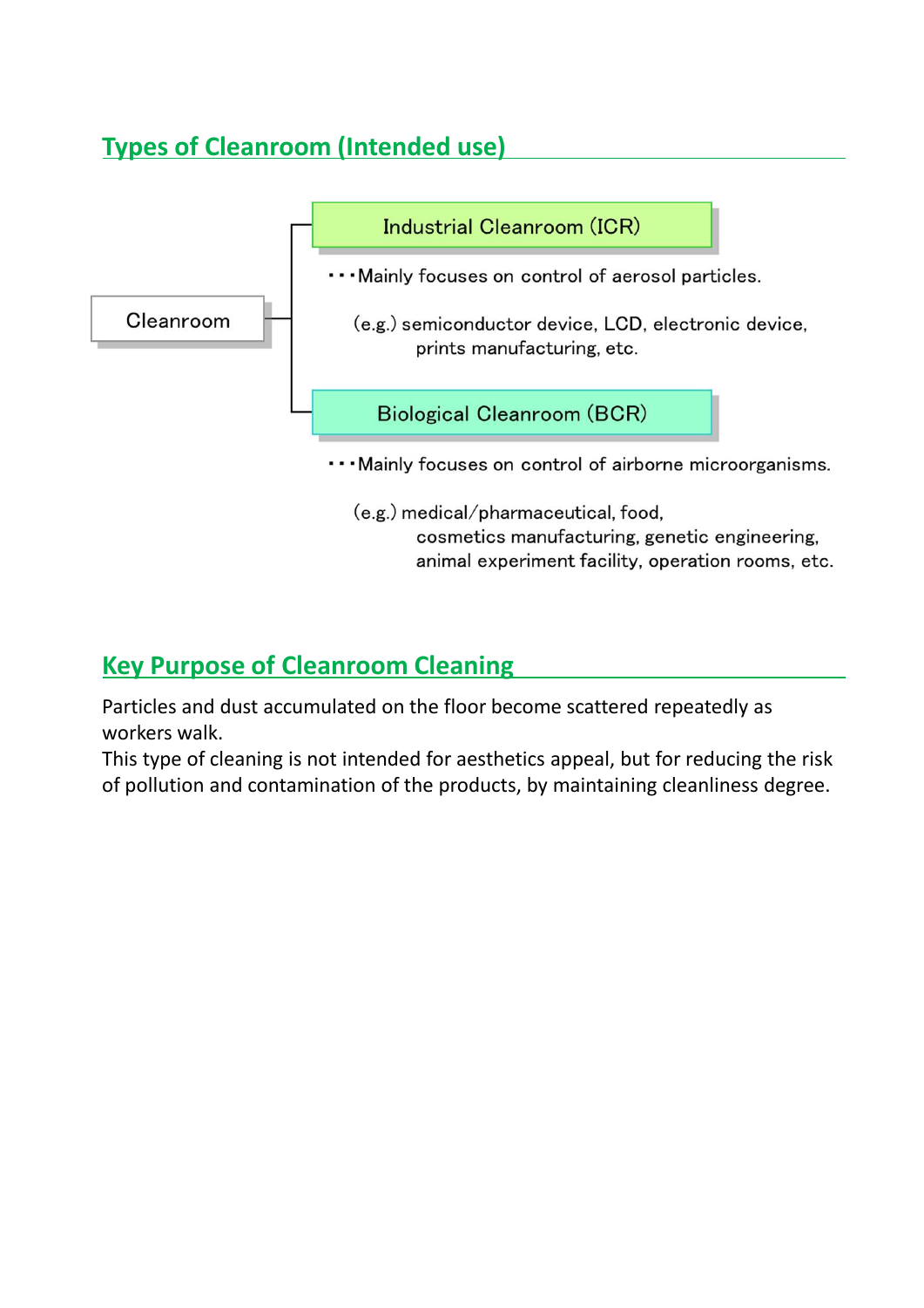## Types of Cleanroom (Intended use)

Cleanroom

- **Industrial Cleanroom (ICR)**

  ・・・Mainly focuses on control of aerosol particles.

  (e.g.) semiconductor device, LCD, electronic device, prints manufacturing, etc.

- **Biological Cleanroom (BCR)**

  ・・・Mainly focuses on control of airborne microorganisms.

  (e.g.) medical/pharmaceutical, food, cosmetics manufacturing, genetic engineering, animal experiment facility, operation rooms, etc.

## Key Purpose of Cleanroom Cleaning

Particles and dust accumulated on the floor become scattered repeatedly as workers walk.
This type of cleaning is not intended for aesthetics appeal, but for reducing the risk of pollution and contamination of the products, by maintaining cleanliness degree.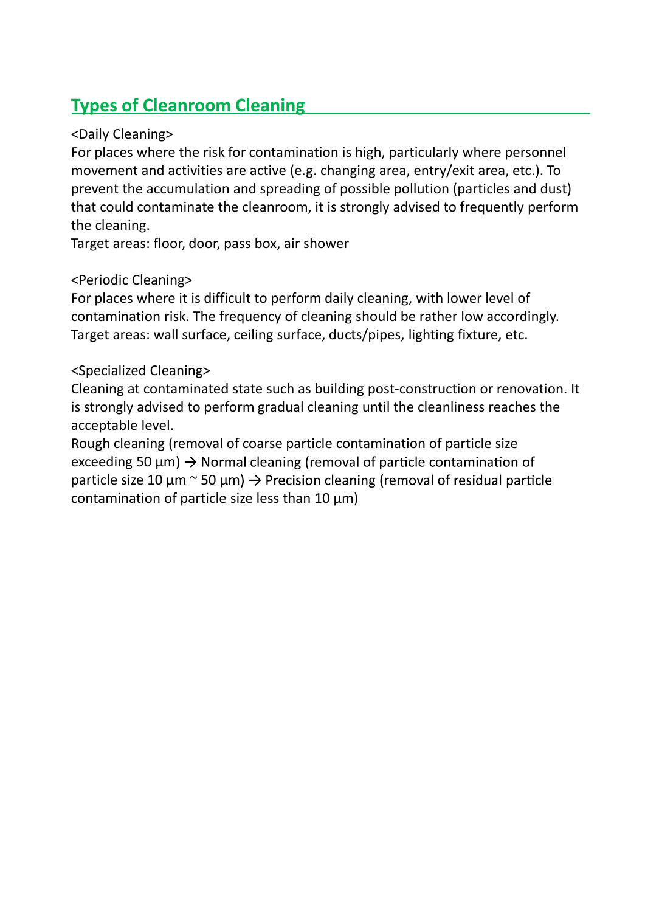## Types of Cleanroom Cleaning

<Daily Cleaning>
For places where the risk for contamination is high, particularly where personnel movement and activities are active (e.g. changing area, entry/exit area, etc.). To prevent the accumulation and spreading of possible pollution (particles and dust) that could contaminate the cleanroom, it is strongly advised to frequently perform the cleaning.
Target areas: floor, door, pass box, air shower

<Periodic Cleaning>
For places where it is difficult to perform daily cleaning, with lower level of contamination risk. The frequency of cleaning should be rather low accordingly.
Target areas: wall surface, ceiling surface, ducts/pipes, lighting fixture, etc.

<Specialized Cleaning>
Cleaning at contaminated state such as building post-construction or renovation. It is strongly advised to perform gradual cleaning until the cleanliness reaches the acceptable level.
Rough cleaning (removal of coarse particle contamination of particle size exceeding 50 µm) → Normal cleaning (removal of particle contamination of particle size 10 µm ~ 50 µm) → Precision cleaning (removal of residual particle contamination of particle size less than 10 µm)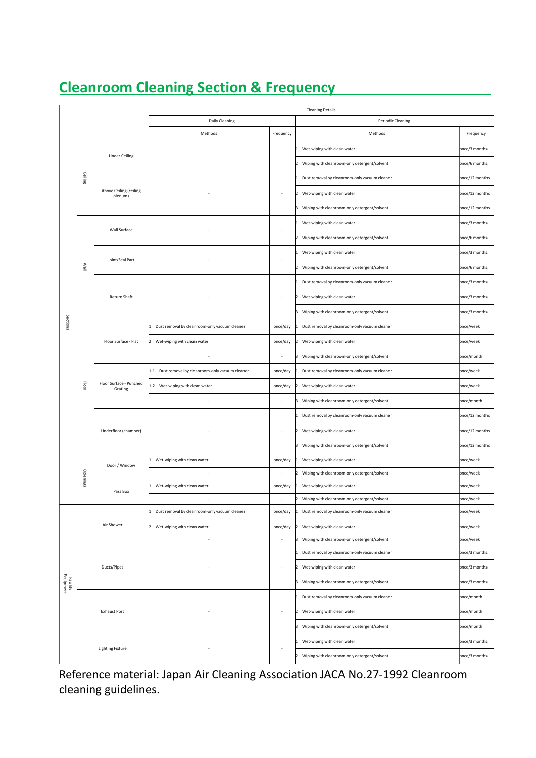## Cleanroom Cleaning Section & Frequency

| | | | Cleaning Details | | | |
|---|---|---|---|---|---|---|
| | | | Daily Cleaning | | Periodic Cleaning | |
| | | | Methods | Frequency | Methods | Frequency |
| Sections | Ceiling | Under Ceiling | | | 1 Wet-wiping with clean water | once/3 months |
| | | | | | 2 Wiping with cleanroom-only detergent/solvent | once/6 months |
| | | Above Ceiling (ceiling plenum) | - | - | 1 Dust removal by cleanroom-only vacuum cleaner | once/12 months |
| | | | | | 2 Wet-wiping with clean water | once/12 months |
| | | | | | 3 Wiping with cleanroom-only detergent/solvent | once/12 months |
| | Wall | Wall Surface | - | - | 1 Wet-wiping with clean water | once/3 months |
| | | | | | 2 Wiping with cleanroom-only detergent/solvent | once/6 months |
| | | Joint/Seal Part | - | - | 1 Wet-wiping with clean water | once/3 months |
| | | | | | 2 Wiping with cleanroom-only detergent/solvent | once/6 months |
| | | Return Shaft | - | - | 1 Dust removal by cleanroom-only vacuum cleaner | once/3 months |
| | | | | | 2 Wet-wiping with clean water | once/3 months |
| | | | | | 3 Wiping with cleanroom-only detergent/solvent | once/3 months |
| | Floor | Floor Surface - Flat | 1 Dust removal by cleanroom-only vacuum cleaner | once/day | 1 Dust removal by cleanroom-only vacuum cleaner | once/week |
| | | | 2 Wet-wiping with clean water | once/day | 2 Wet-wiping with clean water | once/week |
| | | | - | - | 3 Wiping with cleanroom-only detergent/solvent | once/month |
| | | Floor Surface - Punched Grating | 1-1 Dust removal by cleanroom-only vacuum cleaner | once/day | 1 Dust removal by cleanroom-only vacuum cleaner | once/week |
| | | | 1-2 Wet-wiping with clean water | once/day | 2 Wet-wiping with clean water | once/week |
| | | | - | - | 3 Wiping with cleanroom-only detergent/solvent | once/month |
| | | Underfloor (chamber) | - | - | 1 Dust removal by cleanroom-only vacuum cleaner | once/12 months |
| | | | | | 2 Wet-wiping with clean water | once/12 months |
| | | | | | 3 Wiping with cleanroom-only detergent/solvent | once/12 months |
| | Openings | Door / Window | 1 Wet-wiping with clean water | once/day | 1 Wet-wiping with clean water | once/week |
| | | | - | - | 2 Wiping with cleanroom-only detergent/solvent | once/week |
| | | Pass Box | 1 Wet-wiping with clean water | once/day | 1 Wet-wiping with clean water | once/week |
| | | | - | - | 2 Wiping with cleanroom-only detergent/solvent | once/week |
| Facility Equipment | Air Shower | | 1 Dust removal by cleanroom-only vacuum cleaner | once/day | 1 Dust removal by cleanroom-only vacuum cleaner | once/week |
| | | | 2 Wet-wiping with clean water | once/day | 2 Wet-wiping with clean water | once/week |
| | | | - | - | 3 Wiping with cleanroom-only detergent/solvent | once/week |
| | Ducts/Pipes | | - | - | 1 Dust removal by cleanroom-only vacuum cleaner | once/3 months |
| | | | | | 2 Wet-wiping with clean water | once/3 months |
| | | | | | 3 Wiping with cleanroom-only detergent/solvent | once/3 months |
| | Exhaust Port | | - | - | 1 Dust removal by cleanroom-only vacuum cleaner | once/month |
| | | | | | 2 Wet-wiping with clean water | once/month |
| | | | | | 3 Wiping with cleanroom-only detergent/solvent | once/month |
| | Lighting Fixture | | - | - | 1 Wet-wiping with clean water | once/3 months |
| | | | | | 2 Wiping with cleanroom-only detergent/solvent | once/3 months |

Reference material: Japan Air Cleaning Association JACA No.27-1992 Cleanroom cleaning guidelines.